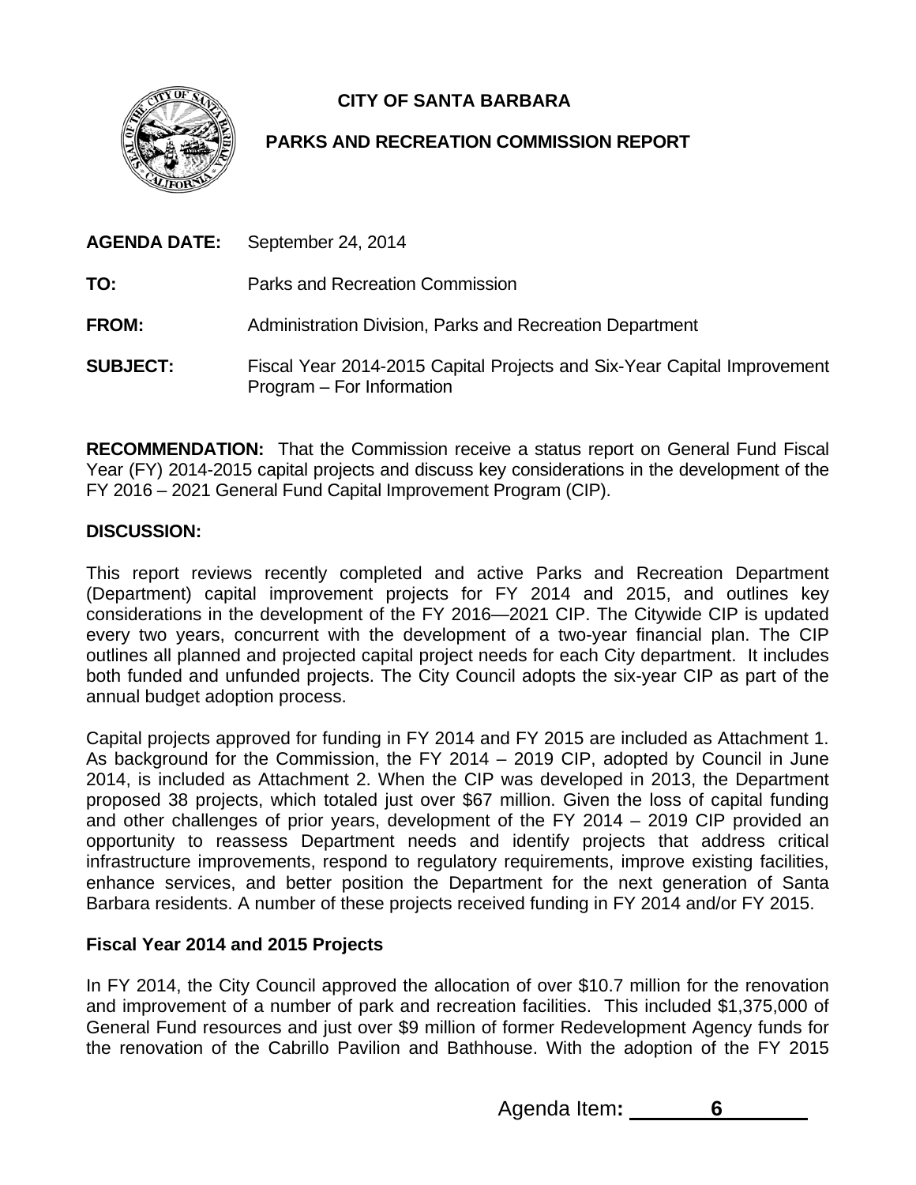**CITY OF SANTA BARBARA**

**PARKS AND RECREATION COMMISSION REPORT**

**AGENDA DATE:** September 24, 2014

**TO:** Parks and Recreation Commission

**FROM:** Administration Division, Parks and Recreation Department

**SUBJECT:** Fiscal Year 2014-2015 Capital Projects and Six-Year Capital Improvement Program – For Information

**RECOMMENDATION:** That the Commission receive a status report on General Fund Fiscal Year (FY) 2014-2015 capital projects and discuss key considerations in the development of the FY 2016 – 2021 General Fund Capital Improvement Program (CIP).

**DISCUSSION:**

This report reviews recently completed and active Parks and Recreation Department (Department) capital improvement projects for FY 2014 and 2015, and outlines key considerations in the development of the FY 2016—2021 CIP. The Citywide CIP is updated every two years, concurrent with the development of a two-year financial plan. The CIP outlines all planned and projected capital project needs for each City department. It includes both funded and unfunded projects. The City Council adopts the six-year CIP as part of the annual budget adoption process.

Capital projects approved for funding in FY 2014 and FY 2015 are included as Attachment 1. As background for the Commission, the FY 2014 – 2019 CIP, adopted by Council in June 2014, is included as Attachment 2. When the CIP was developed in 2013, the Department proposed 38 projects, which totaled just over $67 million. Given the loss of capital funding and other challenges of prior years, development of the FY 2014 – 2019 CIP provided an opportunity to reassess Department needs and identify projects that address critical infrastructure improvements, respond to regulatory requirements, improve existing facilities, enhance services, and better position the Department for the next generation of Santa Barbara residents. A number of these projects received funding in FY 2014 and/or FY 2015.

**Fiscal Year 2014 and 2015 Projects**

In FY 2014, the City Council approved the allocation of over $10.7 million for the renovation and improvement of a number of park and recreation facilities. This included $1,375,000 of General Fund resources and just over $9 million of former Redevelopment Agency funds for the renovation of the Cabrillo Pavilion and Bathhouse. With the adoption of the FY 2015

Agenda Item: 6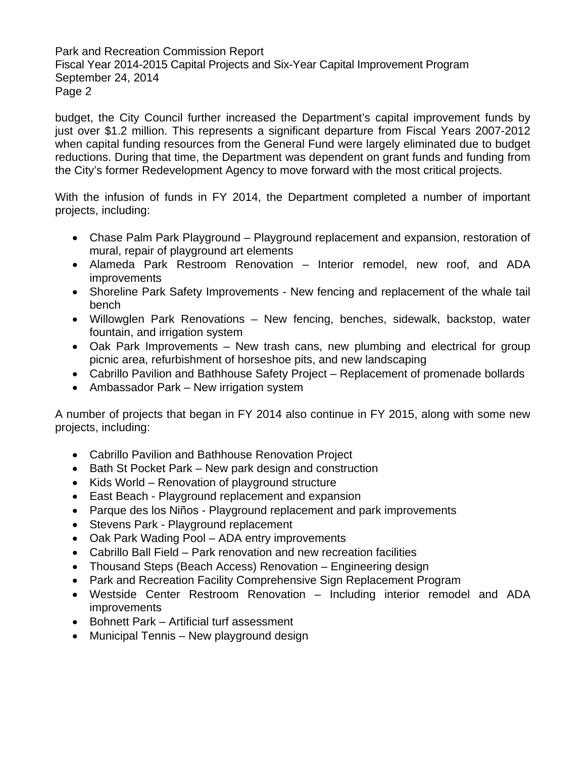budget, the City Council further increased the Department's capital improvement funds by just over $1.2 million. This represents a significant departure from Fiscal Years 2007-2012 when capital funding resources from the General Fund were largely eliminated due to budget reductions. During that time, the Department was dependent on grant funds and funding from the City's former Redevelopment Agency to move forward with the most critical projects.

With the infusion of funds in FY 2014, the Department completed a number of important projects, including:

- Chase Palm Park Playground – Playground replacement and expansion, restoration of mural, repair of playground art elements
- Alameda Park Restroom Renovation – Interior remodel, new roof, and ADA improvements
- Shoreline Park Safety Improvements - New fencing and replacement of the whale tail bench
- Willowglen Park Renovations – New fencing, benches, sidewalk, backstop, water fountain, and irrigation system
- Oak Park Improvements – New trash cans, new plumbing and electrical for group picnic area, refurbishment of horseshoe pits, and new landscaping
- Cabrillo Pavilion and Bathhouse Safety Project – Replacement of promenade bollards
- Ambassador Park – New irrigation system

A number of projects that began in FY 2014 also continue in FY 2015, along with some new projects, including:

- Cabrillo Pavilion and Bathhouse Renovation Project
- Bath St Pocket Park – New park design and construction
- Kids World – Renovation of playground structure
- East Beach - Playground replacement and expansion
- Parque des los Niños - Playground replacement and park improvements
- Stevens Park - Playground replacement
- Oak Park Wading Pool – ADA entry improvements
- Cabrillo Ball Field – Park renovation and new recreation facilities
- Thousand Steps (Beach Access) Renovation – Engineering design
- Park and Recreation Facility Comprehensive Sign Replacement Program
- Westside Center Restroom Renovation – Including interior remodel and ADA improvements
- Bohnett Park – Artificial turf assessment
- Municipal Tennis – New playground design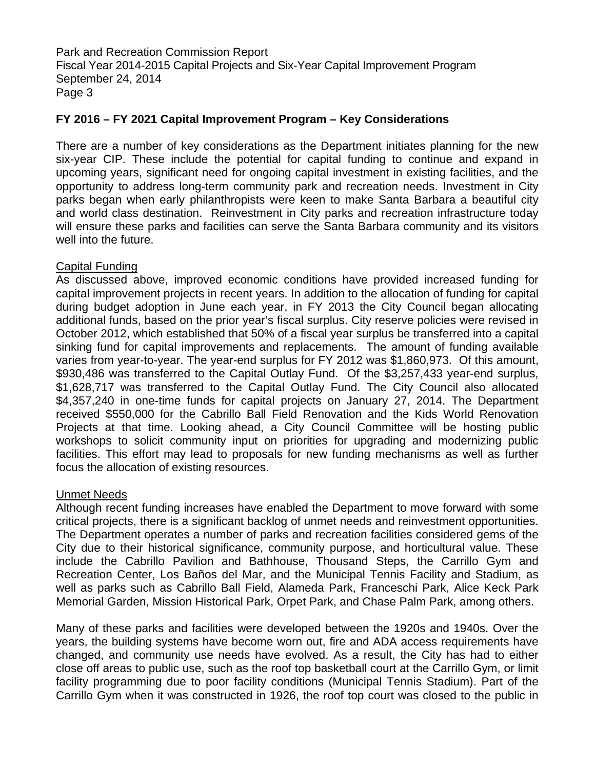**FY 2016 – FY 2021 Capital Improvement Program – Key Considerations**

There are a number of key considerations as the Department initiates planning for the new six-year CIP. These include the potential for capital funding to continue and expand in upcoming years, significant need for ongoing capital investment in existing facilities, and the opportunity to address long-term community park and recreation needs. Investment in City parks began when early philanthropists were keen to make Santa Barbara a beautiful city and world class destination. Reinvestment in City parks and recreation infrastructure today will ensure these parks and facilities can serve the Santa Barbara community and its visitors well into the future.

<u>Capital Funding</u>

As discussed above, improved economic conditions have provided increased funding for capital improvement projects in recent years. In addition to the allocation of funding for capital during budget adoption in June each year, in FY 2013 the City Council began allocating additional funds, based on the prior year's fiscal surplus. City reserve policies were revised in October 2012, which established that 50% of a fiscal year surplus be transferred into a capital sinking fund for capital improvements and replacements. The amount of funding available varies from year-to-year. The year-end surplus for FY 2012 was $1,860,973. Of this amount, $930,486 was transferred to the Capital Outlay Fund. Of the $3,257,433 year-end surplus, $1,628,717 was transferred to the Capital Outlay Fund. The City Council also allocated $4,357,240 in one-time funds for capital projects on January 27, 2014. The Department received $550,000 for the Cabrillo Ball Field Renovation and the Kids World Renovation Projects at that time. Looking ahead, a City Council Committee will be hosting public workshops to solicit community input on priorities for upgrading and modernizing public facilities. This effort may lead to proposals for new funding mechanisms as well as further focus the allocation of existing resources.

<u>Unmet Needs</u>

Although recent funding increases have enabled the Department to move forward with some critical projects, there is a significant backlog of unmet needs and reinvestment opportunities. The Department operates a number of parks and recreation facilities considered gems of the City due to their historical significance, community purpose, and horticultural value. These include the Cabrillo Pavilion and Bathhouse, Thousand Steps, the Carrillo Gym and Recreation Center, Los Baños del Mar, and the Municipal Tennis Facility and Stadium, as well as parks such as Cabrillo Ball Field, Alameda Park, Franceschi Park, Alice Keck Park Memorial Garden, Mission Historical Park, Orpet Park, and Chase Palm Park, among others.

Many of these parks and facilities were developed between the 1920s and 1940s. Over the years, the building systems have become worn out, fire and ADA access requirements have changed, and community use needs have evolved. As a result, the City has had to either close off areas to public use, such as the roof top basketball court at the Carrillo Gym, or limit facility programming due to poor facility conditions (Municipal Tennis Stadium). Part of the Carrillo Gym when it was constructed in 1926, the roof top court was closed to the public in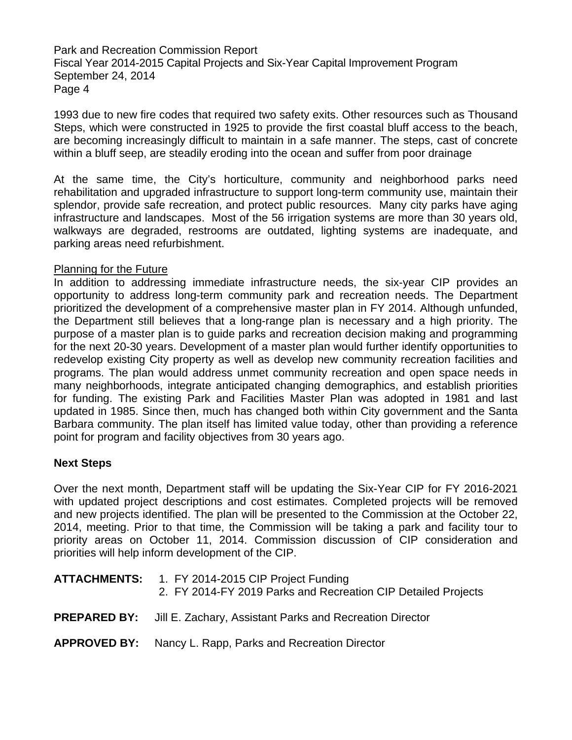1993 due to new fire codes that required two safety exits. Other resources such as Thousand Steps, which were constructed in 1925 to provide the first coastal bluff access to the beach, are becoming increasingly difficult to maintain in a safe manner. The steps, cast of concrete within a bluff seep, are steadily eroding into the ocean and suffer from poor drainage

At the same time, the City's horticulture, community and neighborhood parks need rehabilitation and upgraded infrastructure to support long-term community use, maintain their splendor, provide safe recreation, and protect public resources. Many city parks have aging infrastructure and landscapes. Most of the 56 irrigation systems are more than 30 years old, walkways are degraded, restrooms are outdated, lighting systems are inadequate, and parking areas need refurbishment.

<u>Planning for the Future</u>

In addition to addressing immediate infrastructure needs, the six-year CIP provides an opportunity to address long-term community park and recreation needs. The Department prioritized the development of a comprehensive master plan in FY 2014. Although unfunded, the Department still believes that a long-range plan is necessary and a high priority. The purpose of a master plan is to guide parks and recreation decision making and programming for the next 20-30 years. Development of a master plan would further identify opportunities to redevelop existing City property as well as develop new community recreation facilities and programs. The plan would address unmet community recreation and open space needs in many neighborhoods, integrate anticipated changing demographics, and establish priorities for funding. The existing Park and Facilities Master Plan was adopted in 1981 and last updated in 1985. Since then, much has changed both within City government and the Santa Barbara community. The plan itself has limited value today, other than providing a reference point for program and facility objectives from 30 years ago.

**Next Steps**

Over the next month, Department staff will be updating the Six-Year CIP for FY 2016-2021 with updated project descriptions and cost estimates. Completed projects will be removed and new projects identified. The plan will be presented to the Commission at the October 22, 2014, meeting. Prior to that time, the Commission will be taking a park and facility tour to priority areas on October 11, 2014. Commission discussion of CIP consideration and priorities will help inform development of the CIP.

**ATTACHMENTS:**
1. FY 2014-2015 CIP Project Funding
2. FY 2014-FY 2019 Parks and Recreation CIP Detailed Projects

**PREPARED BY:** Jill E. Zachary, Assistant Parks and Recreation Director

**APPROVED BY:** Nancy L. Rapp, Parks and Recreation Director